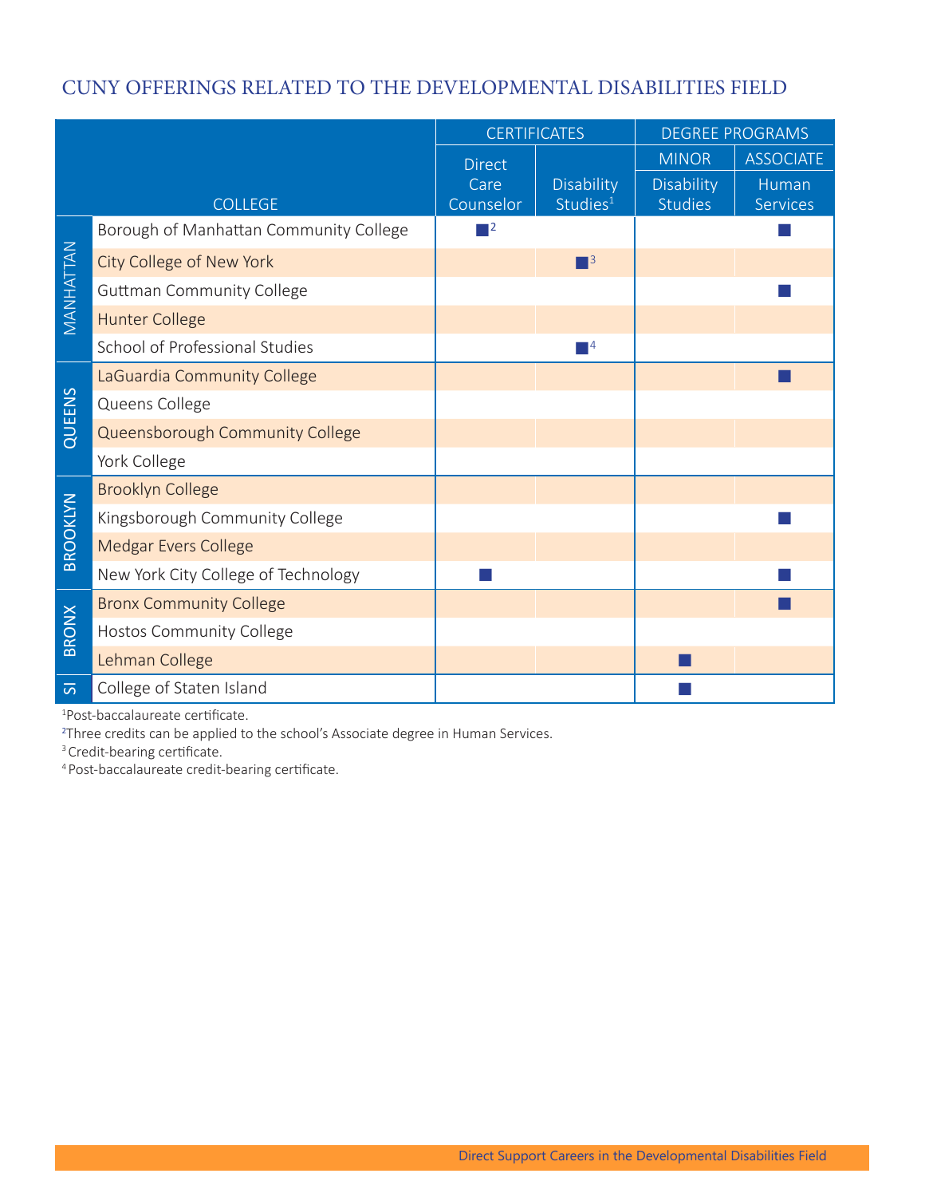# CUNY OFFERINGS RELATED TO THE DEVELOPMENTAL DISABILITIES FIELD

| | COLLEGE | CERTIFICATES | | DEGREE PROGRAMS | |
|---|---|---|---|---|---|
| | | | | MINOR | ASSOCIATE |
| | | Direct Care Counselor | Disability Studies[1] | Disability Studies | Human Services |
| MANHATTAN | Borough of Manhattan Community College | ■[2] | | | ■ |
| | City College of New York | | ■[3] | | |
| | Guttman Community College | | | | ■ |
| | Hunter College | | | | |
| | School of Professional Studies | | ■[4] | | |
| QUEENS | LaGuardia Community College | | | | ■ |
| | Queens College | | | | |
| | Queensborough Community College | | | | |
| | York College | | | | |
| BROOKLYN | Brooklyn College | | | | |
| | Kingsborough Community College | | | | ■ |
| | Medgar Evers College | | | | |
| | New York City College of Technology | ■ | | | ■ |
| BRONX | Bronx Community College | | | | ■ |
| | Hostos Community College | | | | |
| | Lehman College | | | ■ | |
| SI | College of Staten Island | | | ■ | |

[1]Post-baccalaureate certificate.
[2]Three credits can be applied to the school's Associate degree in Human Services.
[3]Credit-bearing certificate.
[4]Post-baccalaureate credit-bearing certificate.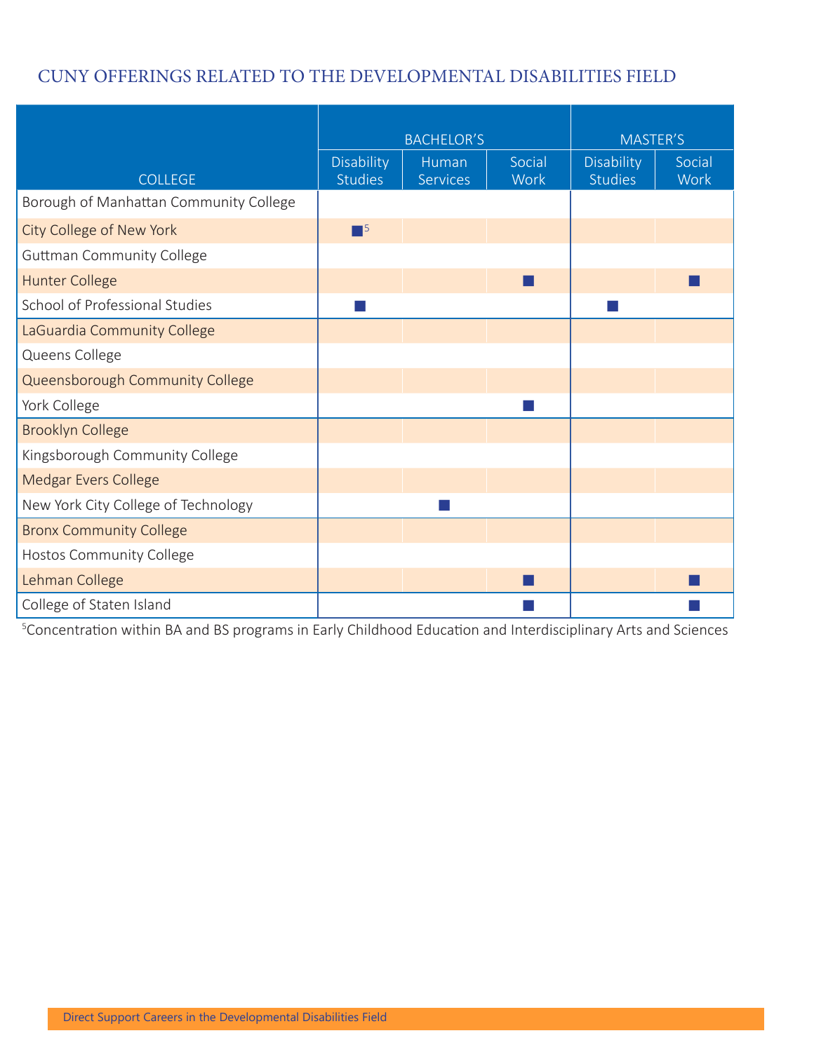## CUNY OFFERINGS RELATED TO THE DEVELOPMENTAL DISABILITIES FIELD

| COLLEGE | BACHELOR'S | | | MASTER'S | |
|---|---|---|---|---|---|
| | Disability Studies | Human Services | Social Work | Disability Studies | Social Work |
| Borough of Manhattan Community College | | | | | |
| City College of New York | ■[5] | | | | |
| Guttman Community College | | | | | |
| Hunter College | | | ■ | | ■ |
| School of Professional Studies | ■ | | | ■ | |
| LaGuardia Community College | | | | | |
| Queens College | | | | | |
| Queensborough Community College | | | | | |
| York College | | | ■ | | |
| Brooklyn College | | | | | |
| Kingsborough Community College | | | | | |
| Medgar Evers College | | | | | |
| New York City College of Technology | | ■ | | | |
| Bronx Community College | | | | | |
| Hostos Community College | | | | | |
| Lehman College | | | ■ | | ■ |
| College of Staten Island | | | ■ | | ■ |

[5]Concentration within BA and BS programs in Early Childhood Education and Interdisciplinary Arts and Sciences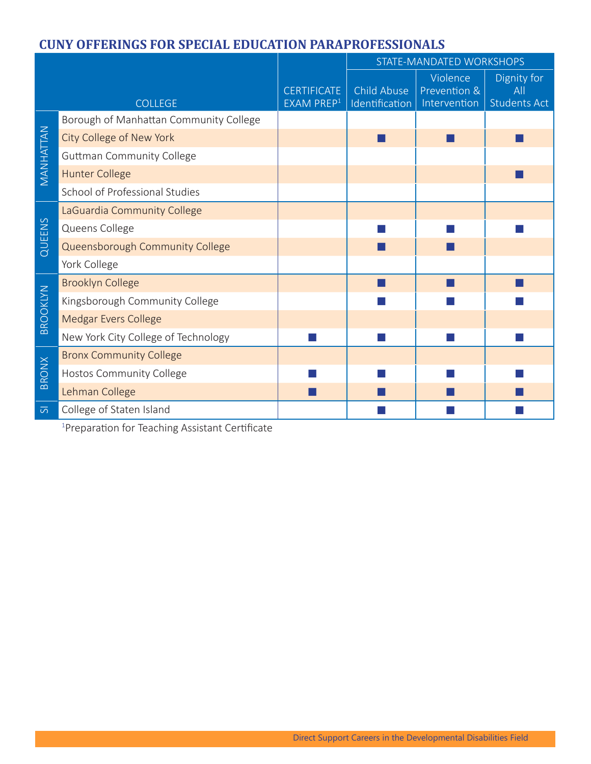## CUNY OFFERINGS FOR SPECIAL EDUCATION PARAPROFESSIONALS

| | COLLEGE | CERTIFICATE EXAM PREP[1] | STATE-MANDATED WORKSHOPS | | |
|---|---|---|---|---|---|
| | | | Child Abuse Identification | Violence Prevention & Intervention | Dignity for All Students Act |
| MANHATTAN | Borough of Manhattan Community College | | | | |
| | City College of New York | | ■ | ■ | ■ |
| | Guttman Community College | | | | |
| | Hunter College | | | | ■ |
| | School of Professional Studies | | | | |
| QUEENS | LaGuardia Community College | | | | |
| | Queens College | | ■ | ■ | ■ |
| | Queensborough Community College | | ■ | ■ | |
| | York College | | | | |
| BROOKLYN | Brooklyn College | | ■ | ■ | ■ |
| | Kingsborough Community College | | ■ | ■ | ■ |
| | Medgar Evers College | | | | |
| | New York City College of Technology | ■ | ■ | ■ | ■ |
| BRONX | Bronx Community College | | | | |
| | Hostos Community College | ■ | ■ | ■ | ■ |
| | Lehman College | ■ | ■ | ■ | ■ |
| SI | College of Staten Island | | ■ | ■ | ■ |

[1]Preparation for Teaching Assistant Certificate